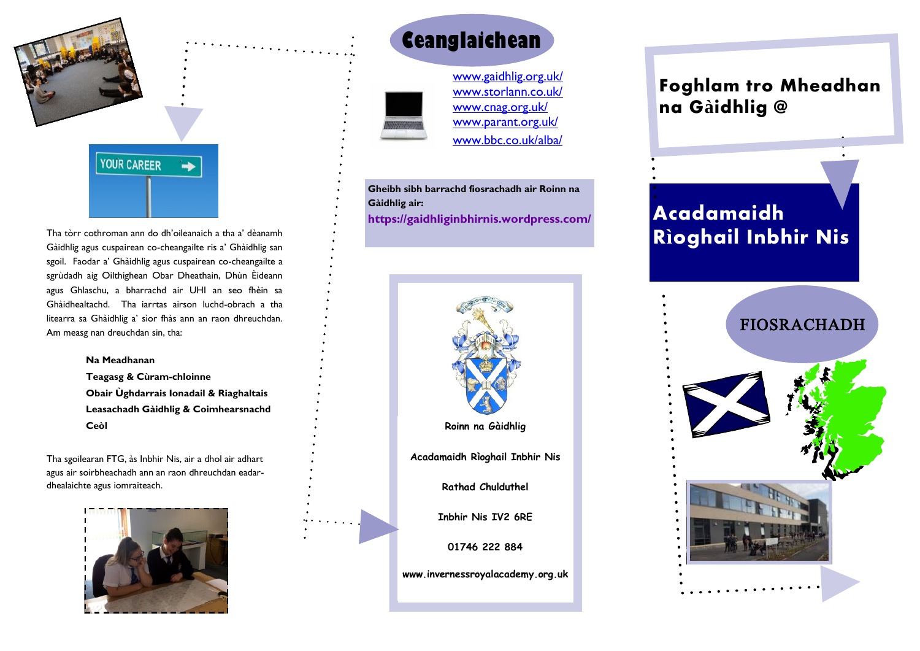Tha tòrr cothroman ann do dh'oileanaich a tha a' dèanamh Gàidhlig agus cuspairean co-cheangailte ris a' Ghàidhlig san sgoil. Faodar a' Ghàidhlig agus cuspairean co-cheangailte a sgrùdadh aig Oilthighean Obar Dheathain, Dhùn Èideann agus Ghlaschu, a bharrachd air UHI an seo fhèin sa Ghàidhealtachd. Tha iarrtas airson luchd-obrach a tha litearra sa Ghàidhlig a' sìor fhàs ann an raon dhreuchdan. Am measg nan dreuchdan sin, tha:

**Na Meadhanan**
**Teagasg & Cùram-chloinne**
**Obair Ùghdarrais Ionadail & Riaghaltais**
**Leasachadh Gàidhlig & Coimhearsnachd**
**Ceòl**

Tha sgoilearan FTG, às Inbhir Nis, air a dhol air adhart agus air soirbheachadh ann an raon dhreuchdan eadar-dhealaichte agus iomraiteach.

## Ceanglaichean

www.gaidhlig.org.uk/
www.storlann.co.uk/
www.cnag.org.uk/
www.parant.org.uk/
www.bbc.co.uk/alba/

**Gheibh sibh barrachd fiosrachadh air Roinn na Gàidhlig air:**
**https://gaidhliginbhirnis.wordpress.com/**

Roinn na Gàidhlig

Acadamaidh Rìoghail Inbhir Nis

Rathad Chulduthel

Inbhir Nis IV2 6RE

01746 222 884

www.invernessroyalacademy.org.uk

# Foghlam tro Mheadhan na Gàidhlig @

# Acadamaidh Rìoghail Inbhir Nis

## FIOSRACHADH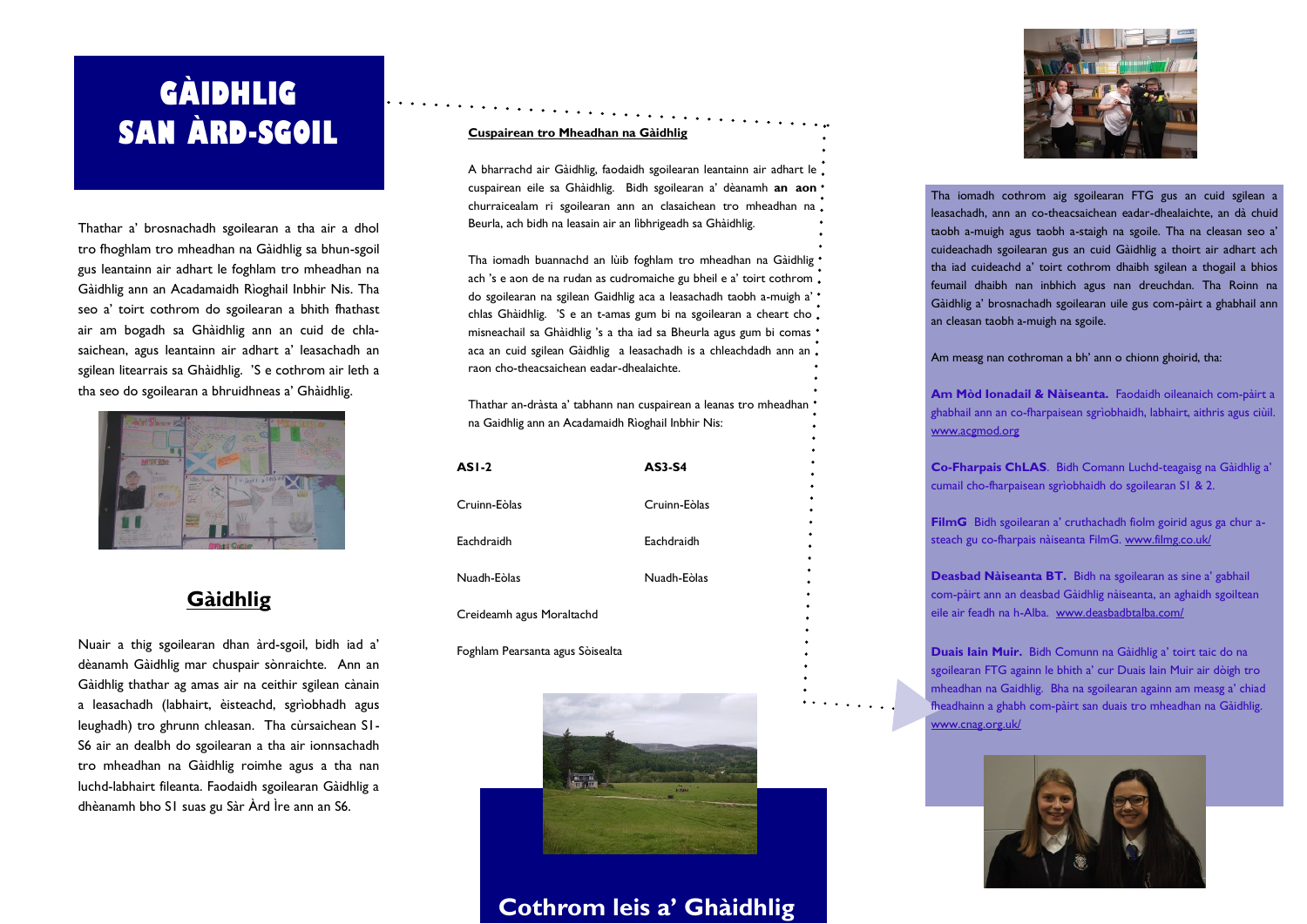# GÀIDHLIG SAN ÀRD-SGOIL

Thathar a' brosnachadh sgoilearan a tha air a dhol tro fhoghlam tro mheadhan na Gàidhlig sa bhun-sgoil gus leantainn air adhart le foghlam tro mheadhan na Gàidhlig ann an Acadamaidh Rìoghail Inbhir Nis. Tha seo a' toirt cothrom do sgoilearan a bhith fhathast air am bogadh sa Ghàidhlig ann an cuid de chla-saichean, agus leantainn air adhart a' leasachadh an sgilean litearrais sa Ghàidhlig. 'S e cothrom air leth a tha seo do sgoilearan a bhruidhneas a' Ghàidhlig.

## Gàidhlig

Nuair a thig sgoilearan dhan àrd-sgoil, bidh iad a' dèanamh Gàidhlig mar chuspair sònraichte. Ann an Gàidhlig thathar ag amas air na ceithir sgilean cànain a leasachadh (labhairt, èisteachd, sgrìobhadh agus leughadh) tro ghrunn chleasan. Tha cùrsaichean S1-S6 air an dealbh do sgoilearan a tha air ionnsachadh tro mheadhan na Gàidhlig roimhe agus a tha nan luchd-labhairt fileanta. Faodaidh sgoilearan Gàidhlig a dhèanamh bho S1 suas gu Sàr Àrd Ìre ann an S6.

**Cuspairean tro Mheadhan na Gàidhlig**

A bharrachd air Gàidhlig, faodaidh sgoilearan leantainn air adhart le cuspairean eile sa Ghàidhlig. Bidh sgoilearan a' dèanamh **an aon** churraicealam ri sgoilearan ann an clasaichean tro mheadhan na Beurla, ach bidh na leasain air an libhrigeadh sa Ghàidhlig.

Tha iomadh buannachd an lùib foghlam tro mheadhan na Gàidhlig ach 's e aon de na rudan as cudromaiche gu bheil e a' toirt cothrom do sgoilearan na sgilean Gaidhlig aca a leasachadh taobh a-muigh a' chlas Ghàidhlig. 'S e an t-amas gum bi na sgoilearan a cheart cho misneachail sa Ghàidhlig 's a tha iad sa Bheurla agus gum bi comas aca an cuid sgilean Gàidhlig a leasachadh is a chleachdadh ann an raon cho-theacsaichean eadar-dhealaichte.

Thathar an-dràsta a' tabhann nan cuspairean a leanas tro mheadhan na Gaidhlig ann an Acadamaidh Rìoghail Inbhir Nis:

| AS1-2 | AS3-S4 |
|---|---|
| Cruinn-Eòlas | Cruinn-Eòlas |
| Eachdraidh | Eachdraidh |
| Nuadh-Eòlas | Nuadh-Eòlas |
| Creideamh agus Moraltachd | |
| Foghlam Pearsanta agus Sòisealta | |

## Cothrom leis a' Ghàidhlig

Tha iomadh cothrom aig sgoilearan FTG gus an cuid sgilean a leasachadh, ann an co-theacsaichean eadar-dhealaichte, an dà chuid taobh a-muigh agus taobh a-staigh na sgoile. Tha na cleasan seo a' cuideachadh sgoilearan gus an cuid Gàidhlig a thoirt air adhart ach tha iad cuideachd a' toirt cothrom dhaibh sgilean a thogail a bhios feumail dhaibh nan inbhich agus nan dreuchdan. Tha Roinn na Gàidhlig a' brosnachadh sgoilearan uile gus com-pàirt a ghabhail ann an cleasan taobh a-muigh na sgoile.

Am measg nan cothroman a bh' ann o chionn ghoirid, tha:

**Am Mòd Ionadail & Nàiseanta.** Faodaidh oileanaich com-pàirt a ghabhail ann an co-fharpaisean sgrìobhaidh, labhairt, aithris agus ciùil. www.acgmod.org

**Co-Fharpais ChLAS**. Bidh Comann Luchd-teagaisg na Gàidhlig a' cumail cho-fharpaisean sgrìobhaidh do sgoilearan S1 & 2.

**FilmG** Bidh sgoilearan a' cruthachadh fiolm goirid agus ga chur a-steach gu co-fharpais nàiseanta FilmG. www.filmg.co.uk/

**Deasbad Nàiseanta BT.** Bidh na sgoilearan as sine a' gabhail com-pàirt ann an deasbad Gàidhlig nàiseanta, an aghaidh sgoiltean eile air feadh na h-Alba. www.deasbadbtalba.com/

**Duais Iain Muir.** Bidh Comunn na Gàidhlig a' toirt taic do na sgoilearan FTG againn le bhith a' cur Duais Iain Muir air dòigh tro mheadhan na Gaidhlig. Bha na sgoilearan againn am measg a' chiad fheadhainn a ghabh com-pàirt san duais tro mheadhan na Gàidhlig. www.cnag.org.uk/